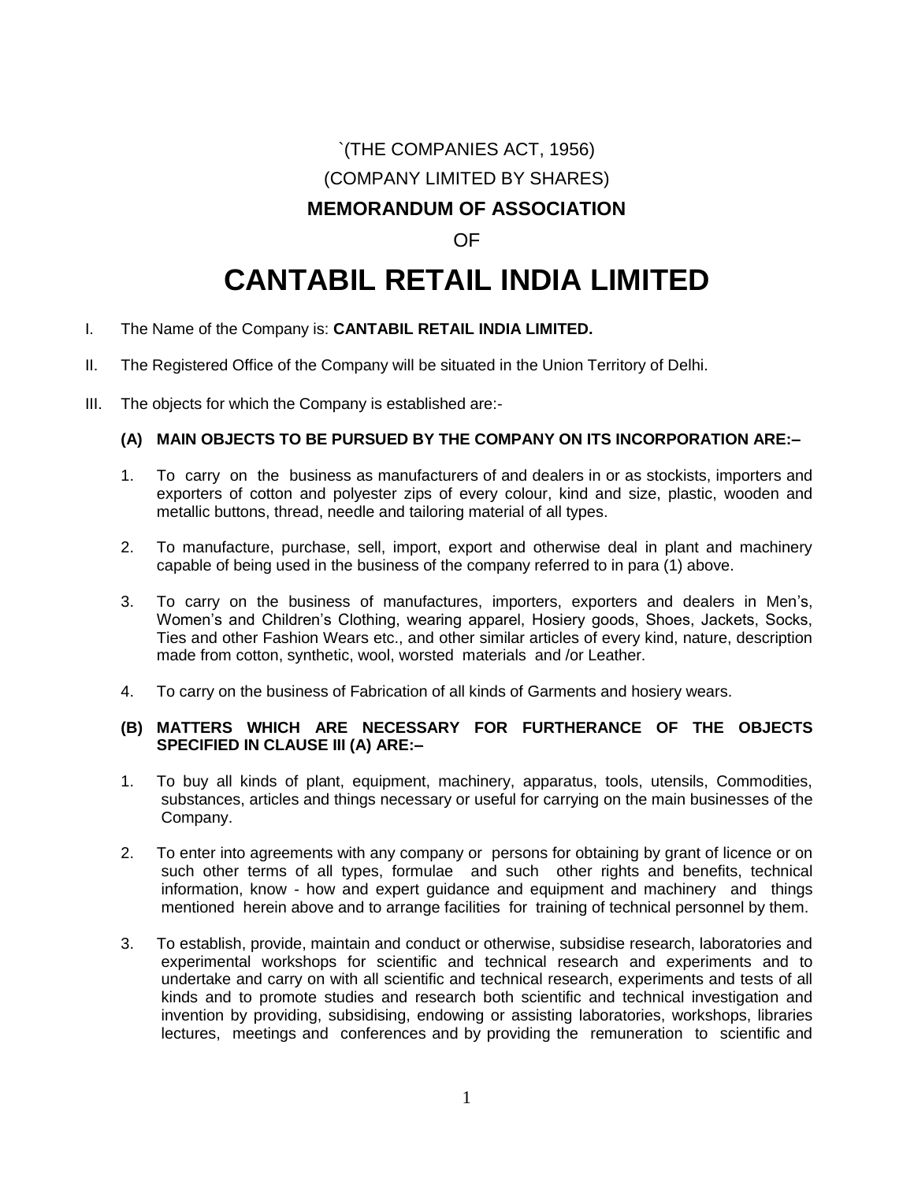`(THE COMPANIES ACT, 1956)

(COMPANY LIMITED BY SHARES)

**MEMORANDUM OF ASSOCIATION**

OF

# CANTABIL RETAIL INDIA LIMITED

I. The Name of the Company is: **CANTABIL RETAIL INDIA LIMITED.**

II. The Registered Office of the Company will be situated in the Union Territory of Delhi.

III. The objects for which the Company is established are:-

**(A) MAIN OBJECTS TO BE PURSUED BY THE COMPANY ON ITS INCORPORATION ARE:–**

1. To carry on the business as manufacturers of and dealers in or as stockists, importers and exporters of cotton and polyester zips of every colour, kind and size, plastic, wooden and metallic buttons, thread, needle and tailoring material of all types.

2. To manufacture, purchase, sell, import, export and otherwise deal in plant and machinery capable of being used in the business of the company referred to in para (1) above.

3. To carry on the business of manufactures, importers, exporters and dealers in Men's, Women's and Children's Clothing, wearing apparel, Hosiery goods, Shoes, Jackets, Socks, Ties and other Fashion Wears etc., and other similar articles of every kind, nature, description made from cotton, synthetic, wool, worsted materials and /or Leather.

4. To carry on the business of Fabrication of all kinds of Garments and hosiery wears.

**(B) MATTERS WHICH ARE NECESSARY FOR FURTHERANCE OF THE OBJECTS SPECIFIED IN CLAUSE III (A) ARE:–**

1. To buy all kinds of plant, equipment, machinery, apparatus, tools, utensils, Commodities, substances, articles and things necessary or useful for carrying on the main businesses of the Company.

2. To enter into agreements with any company or persons for obtaining by grant of licence or on such other terms of all types, formulae and such other rights and benefits, technical information, know - how and expert guidance and equipment and machinery and things mentioned herein above and to arrange facilities for training of technical personnel by them.

3. To establish, provide, maintain and conduct or otherwise, subsidise research, laboratories and experimental workshops for scientific and technical research and experiments and to undertake and carry on with all scientific and technical research, experiments and tests of all kinds and to promote studies and research both scientific and technical investigation and invention by providing, subsidising, endowing or assisting laboratories, workshops, libraries lectures, meetings and conferences and by providing the remuneration to scientific and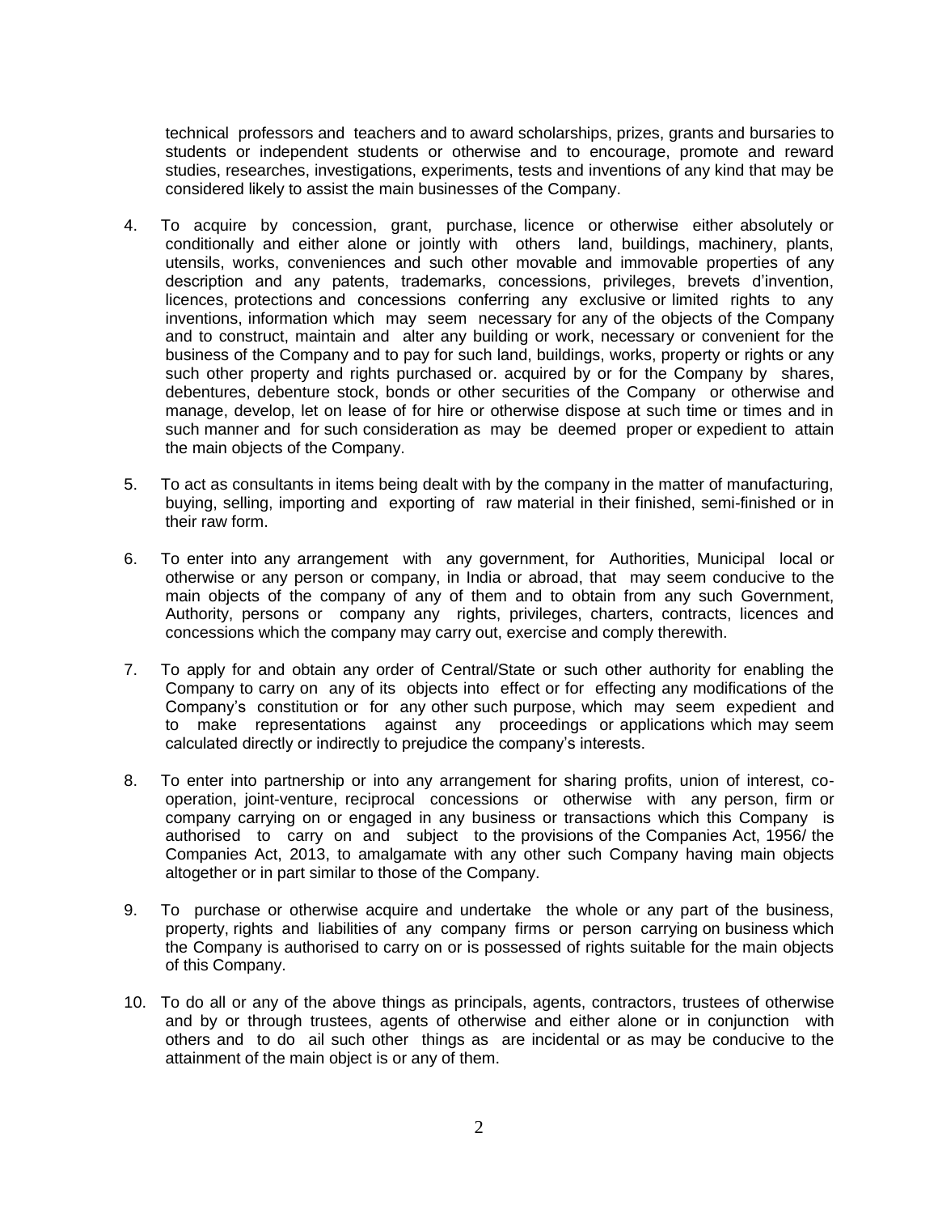technical professors and teachers and to award scholarships, prizes, grants and bursaries to students or independent students or otherwise and to encourage, promote and reward studies, researches, investigations, experiments, tests and inventions of any kind that may be considered likely to assist the main businesses of the Company.

4. To acquire by concession, grant, purchase, licence or otherwise either absolutely or conditionally and either alone or jointly with others land, buildings, machinery, plants, utensils, works, conveniences and such other movable and immovable properties of any description and any patents, trademarks, concessions, privileges, brevets d'invention, licences, protections and concessions conferring any exclusive or limited rights to any inventions, information which may seem necessary for any of the objects of the Company and to construct, maintain and alter any building or work, necessary or convenient for the business of the Company and to pay for such land, buildings, works, property or rights or any such other property and rights purchased or. acquired by or for the Company by shares, debentures, debenture stock, bonds or other securities of the Company or otherwise and manage, develop, let on lease of for hire or otherwise dispose at such time or times and in such manner and for such consideration as may be deemed proper or expedient to attain the main objects of the Company.

5. To act as consultants in items being dealt with by the company in the matter of manufacturing, buying, selling, importing and exporting of raw material in their finished, semi-finished or in their raw form.

6. To enter into any arrangement with any government, for Authorities, Municipal local or otherwise or any person or company, in India or abroad, that may seem conducive to the main objects of the company of any of them and to obtain from any such Government, Authority, persons or company any rights, privileges, charters, contracts, licences and concessions which the company may carry out, exercise and comply therewith.

7. To apply for and obtain any order of Central/State or such other authority for enabling the Company to carry on any of its objects into effect or for effecting any modifications of the Company's constitution or for any other such purpose, which may seem expedient and to make representations against any proceedings or applications which may seem calculated directly or indirectly to prejudice the company's interests.

8. To enter into partnership or into any arrangement for sharing profits, union of interest, co-operation, joint-venture, reciprocal concessions or otherwise with any person, firm or company carrying on or engaged in any business or transactions which this Company is authorised to carry on and subject to the provisions of the Companies Act, 1956/ the Companies Act, 2013, to amalgamate with any other such Company having main objects altogether or in part similar to those of the Company.

9. To purchase or otherwise acquire and undertake the whole or any part of the business, property, rights and liabilities of any company firms or person carrying on business which the Company is authorised to carry on or is possessed of rights suitable for the main objects of this Company.

10. To do all or any of the above things as principals, agents, contractors, trustees of otherwise and by or through trustees, agents of otherwise and either alone or in conjunction with others and to do ail such other things as are incidental or as may be conducive to the attainment of the main object is or any of them.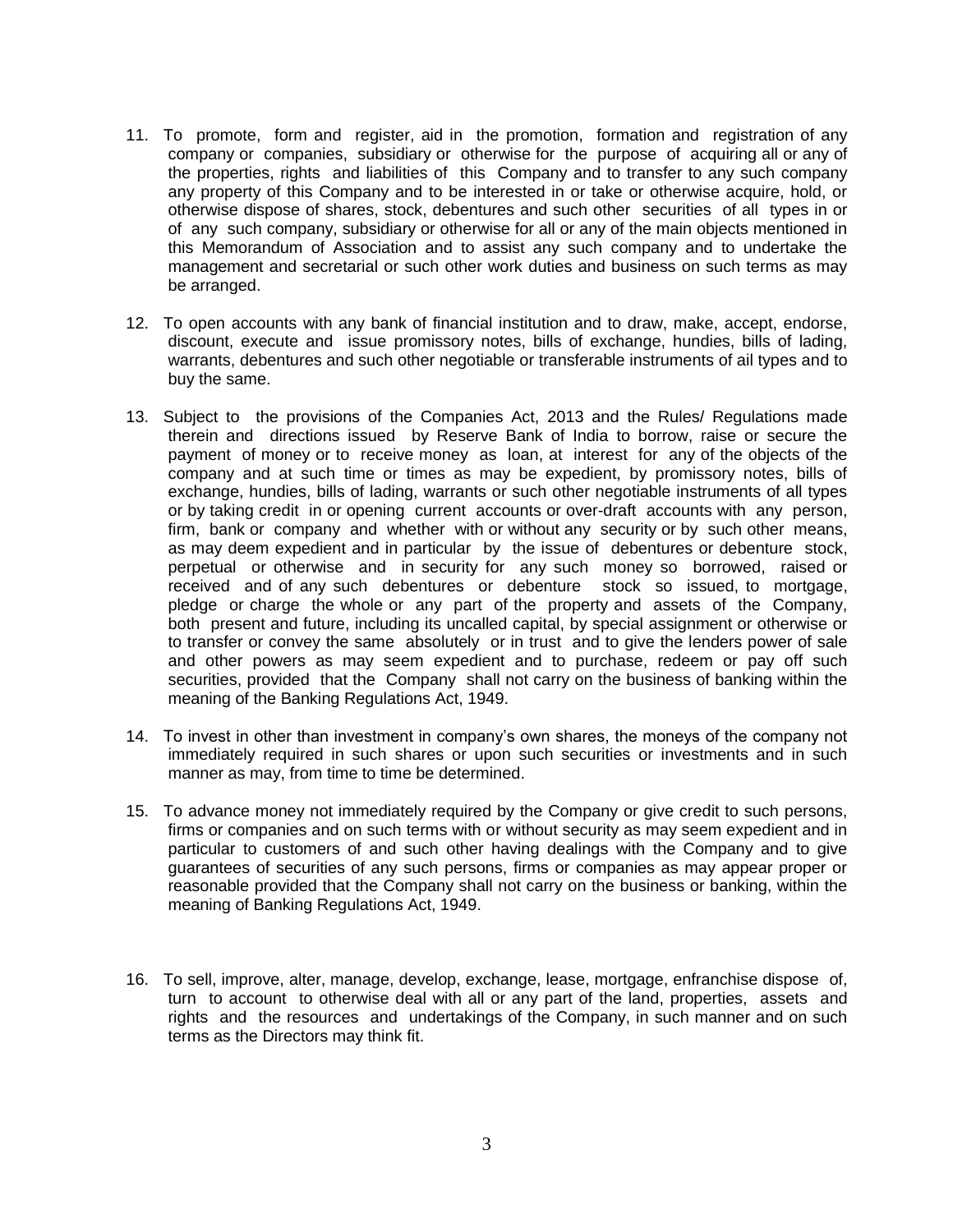11. To promote, form and register, aid in the promotion, formation and registration of any company or companies, subsidiary or otherwise for the purpose of acquiring all or any of the properties, rights and liabilities of this Company and to transfer to any such company any property of this Company and to be interested in or take or otherwise acquire, hold, or otherwise dispose of shares, stock, debentures and such other securities of all types in or of any such company, subsidiary or otherwise for all or any of the main objects mentioned in this Memorandum of Association and to assist any such company and to undertake the management and secretarial or such other work duties and business on such terms as may be arranged.

12. To open accounts with any bank of financial institution and to draw, make, accept, endorse, discount, execute and issue promissory notes, bills of exchange, hundies, bills of lading, warrants, debentures and such other negotiable or transferable instruments of ail types and to buy the same.

13. Subject to the provisions of the Companies Act, 2013 and the Rules/ Regulations made therein and directions issued by Reserve Bank of India to borrow, raise or secure the payment of money or to receive money as loan, at interest for any of the objects of the company and at such time or times as may be expedient, by promissory notes, bills of exchange, hundies, bills of lading, warrants or such other negotiable instruments of all types or by taking credit in or opening current accounts or over-draft accounts with any person, firm, bank or company and whether with or without any security or by such other means, as may deem expedient and in particular by the issue of debentures or debenture stock, perpetual or otherwise and in security for any such money so borrowed, raised or received and of any such debentures or debenture stock so issued, to mortgage, pledge or charge the whole or any part of the property and assets of the Company, both present and future, including its uncalled capital, by special assignment or otherwise or to transfer or convey the same absolutely or in trust and to give the lenders power of sale and other powers as may seem expedient and to purchase, redeem or pay off such securities, provided that the Company shall not carry on the business of banking within the meaning of the Banking Regulations Act, 1949.

14. To invest in other than investment in company's own shares, the moneys of the company not immediately required in such shares or upon such securities or investments and in such manner as may, from time to time be determined.

15. To advance money not immediately required by the Company or give credit to such persons, firms or companies and on such terms with or without security as may seem expedient and in particular to customers of and such other having dealings with the Company and to give guarantees of securities of any such persons, firms or companies as may appear proper or reasonable provided that the Company shall not carry on the business or banking, within the meaning of Banking Regulations Act, 1949.

16. To sell, improve, alter, manage, develop, exchange, lease, mortgage, enfranchise dispose of, turn to account to otherwise deal with all or any part of the land, properties, assets and rights and the resources and undertakings of the Company, in such manner and on such terms as the Directors may think fit.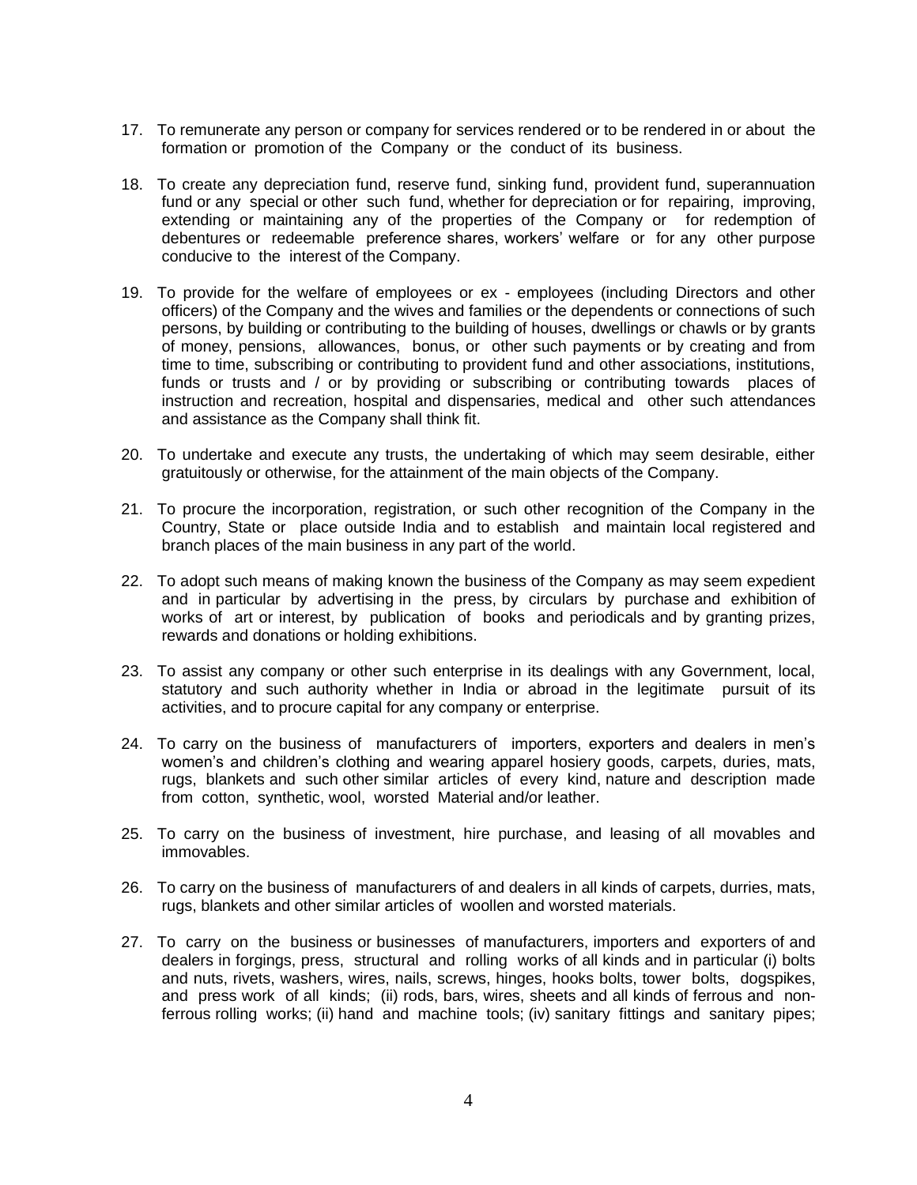17. To remunerate any person or company for services rendered or to be rendered in or about the formation or promotion of the Company or the conduct of its business.

18. To create any depreciation fund, reserve fund, sinking fund, provident fund, superannuation fund or any special or other such fund, whether for depreciation or for repairing, improving, extending or maintaining any of the properties of the Company or for redemption of debentures or redeemable preference shares, workers' welfare or for any other purpose conducive to the interest of the Company.

19. To provide for the welfare of employees or ex - employees (including Directors and other officers) of the Company and the wives and families or the dependents or connections of such persons, by building or contributing to the building of houses, dwellings or chawls or by grants of money, pensions, allowances, bonus, or other such payments or by creating and from time to time, subscribing or contributing to provident fund and other associations, institutions, funds or trusts and / or by providing or subscribing or contributing towards places of instruction and recreation, hospital and dispensaries, medical and other such attendances and assistance as the Company shall think fit.

20. To undertake and execute any trusts, the undertaking of which may seem desirable, either gratuitously or otherwise, for the attainment of the main objects of the Company.

21. To procure the incorporation, registration, or such other recognition of the Company in the Country, State or place outside India and to establish and maintain local registered and branch places of the main business in any part of the world.

22. To adopt such means of making known the business of the Company as may seem expedient and in particular by advertising in the press, by circulars by purchase and exhibition of works of art or interest, by publication of books and periodicals and by granting prizes, rewards and donations or holding exhibitions.

23. To assist any company or other such enterprise in its dealings with any Government, local, statutory and such authority whether in India or abroad in the legitimate pursuit of its activities, and to procure capital for any company or enterprise.

24. To carry on the business of manufacturers of importers, exporters and dealers in men's women's and children's clothing and wearing apparel hosiery goods, carpets, duries, mats, rugs, blankets and such other similar articles of every kind, nature and description made from cotton, synthetic, wool, worsted Material and/or leather.

25. To carry on the business of investment, hire purchase, and leasing of all movables and immovables.

26. To carry on the business of manufacturers of and dealers in all kinds of carpets, durries, mats, rugs, blankets and other similar articles of woollen and worsted materials.

27. To carry on the business or businesses of manufacturers, importers and exporters of and dealers in forgings, press, structural and rolling works of all kinds and in particular (i) bolts and nuts, rivets, washers, wires, nails, screws, hinges, hooks bolts, tower bolts, dogspikes, and press work of all kinds; (ii) rods, bars, wires, sheets and all kinds of ferrous and non-ferrous rolling works; (ii) hand and machine tools; (iv) sanitary fittings and sanitary pipes;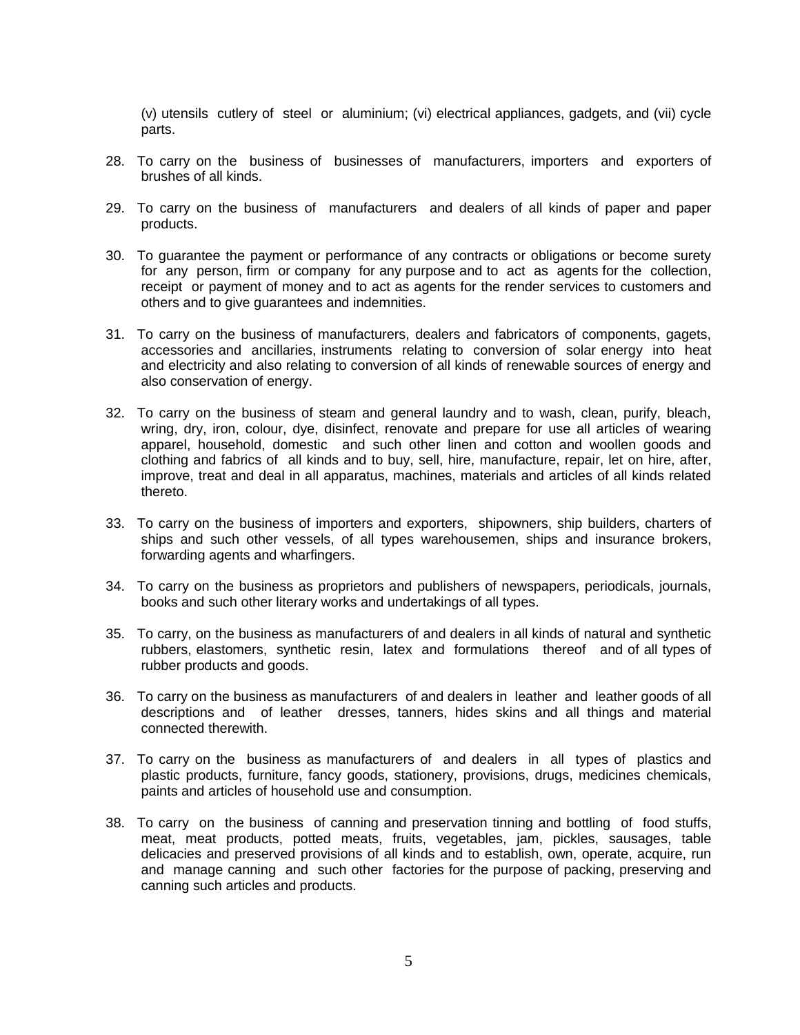(v) utensils cutlery of steel or aluminium; (vi) electrical appliances, gadgets, and (vii) cycle parts.

28. To carry on the business of businesses of manufacturers, importers and exporters of brushes of all kinds.

29. To carry on the business of manufacturers and dealers of all kinds of paper and paper products.

30. To guarantee the payment or performance of any contracts or obligations or become surety for any person, firm or company for any purpose and to act as agents for the collection, receipt or payment of money and to act as agents for the render services to customers and others and to give guarantees and indemnities.

31. To carry on the business of manufacturers, dealers and fabricators of components, gagets, accessories and ancillaries, instruments relating to conversion of solar energy into heat and electricity and also relating to conversion of all kinds of renewable sources of energy and also conservation of energy.

32. To carry on the business of steam and general laundry and to wash, clean, purify, bleach, wring, dry, iron, colour, dye, disinfect, renovate and prepare for use all articles of wearing apparel, household, domestic and such other linen and cotton and woollen goods and clothing and fabrics of all kinds and to buy, sell, hire, manufacture, repair, let on hire, after, improve, treat and deal in all apparatus, machines, materials and articles of all kinds related thereto.

33. To carry on the business of importers and exporters, shipowners, ship builders, charters of ships and such other vessels, of all types warehousemen, ships and insurance brokers, forwarding agents and wharfingers.

34. To carry on the business as proprietors and publishers of newspapers, periodicals, journals, books and such other literary works and undertakings of all types.

35. To carry, on the business as manufacturers of and dealers in all kinds of natural and synthetic rubbers, elastomers, synthetic resin, latex and formulations thereof and of all types of rubber products and goods.

36. To carry on the business as manufacturers of and dealers in leather and leather goods of all descriptions and of leather dresses, tanners, hides skins and all things and material connected therewith.

37. To carry on the business as manufacturers of and dealers in all types of plastics and plastic products, furniture, fancy goods, stationery, provisions, drugs, medicines chemicals, paints and articles of household use and consumption.

38. To carry on the business of canning and preservation tinning and bottling of food stuffs, meat, meat products, potted meats, fruits, vegetables, jam, pickles, sausages, table delicacies and preserved provisions of all kinds and to establish, own, operate, acquire, run and manage canning and such other factories for the purpose of packing, preserving and canning such articles and products.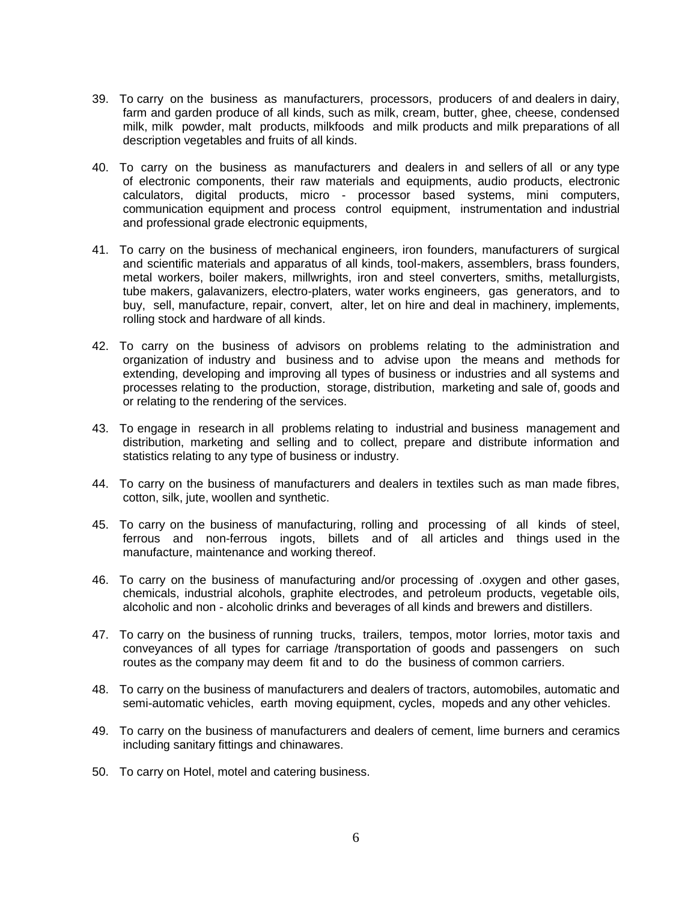39. To carry on the business as manufacturers, processors, producers of and dealers in dairy, farm and garden produce of all kinds, such as milk, cream, butter, ghee, cheese, condensed milk, milk powder, malt products, milkfoods and milk products and milk preparations of all description vegetables and fruits of all kinds.

40. To carry on the business as manufacturers and dealers in and sellers of all or any type of electronic components, their raw materials and equipments, audio products, electronic calculators, digital products, micro - processor based systems, mini computers, communication equipment and process control equipment, instrumentation and industrial and professional grade electronic equipments,

41. To carry on the business of mechanical engineers, iron founders, manufacturers of surgical and scientific materials and apparatus of all kinds, tool-makers, assemblers, brass founders, metal workers, boiler makers, millwrights, iron and steel converters, smiths, metallurgists, tube makers, galavanizers, electro-platers, water works engineers, gas generators, and to buy, sell, manufacture, repair, convert, alter, let on hire and deal in machinery, implements, rolling stock and hardware of all kinds.

42. To carry on the business of advisors on problems relating to the administration and organization of industry and business and to advise upon the means and methods for extending, developing and improving all types of business or industries and all systems and processes relating to the production, storage, distribution, marketing and sale of, goods and or relating to the rendering of the services.

43. To engage in research in all problems relating to industrial and business management and distribution, marketing and selling and to collect, prepare and distribute information and statistics relating to any type of business or industry.

44. To carry on the business of manufacturers and dealers in textiles such as man made fibres, cotton, silk, jute, woollen and synthetic.

45. To carry on the business of manufacturing, rolling and processing of all kinds of steel, ferrous and non-ferrous ingots, billets and of all articles and things used in the manufacture, maintenance and working thereof.

46. To carry on the business of manufacturing and/or processing of .oxygen and other gases, chemicals, industrial alcohols, graphite electrodes, and petroleum products, vegetable oils, alcoholic and non - alcoholic drinks and beverages of all kinds and brewers and distillers.

47. To carry on the business of running trucks, trailers, tempos, motor lorries, motor taxis and conveyances of all types for carriage /transportation of goods and passengers on such routes as the company may deem fit and to do the business of common carriers.

48. To carry on the business of manufacturers and dealers of tractors, automobiles, automatic and semi-automatic vehicles, earth moving equipment, cycles, mopeds and any other vehicles.

49. To carry on the business of manufacturers and dealers of cement, lime burners and ceramics including sanitary fittings and chinawares.

50. To carry on Hotel, motel and catering business.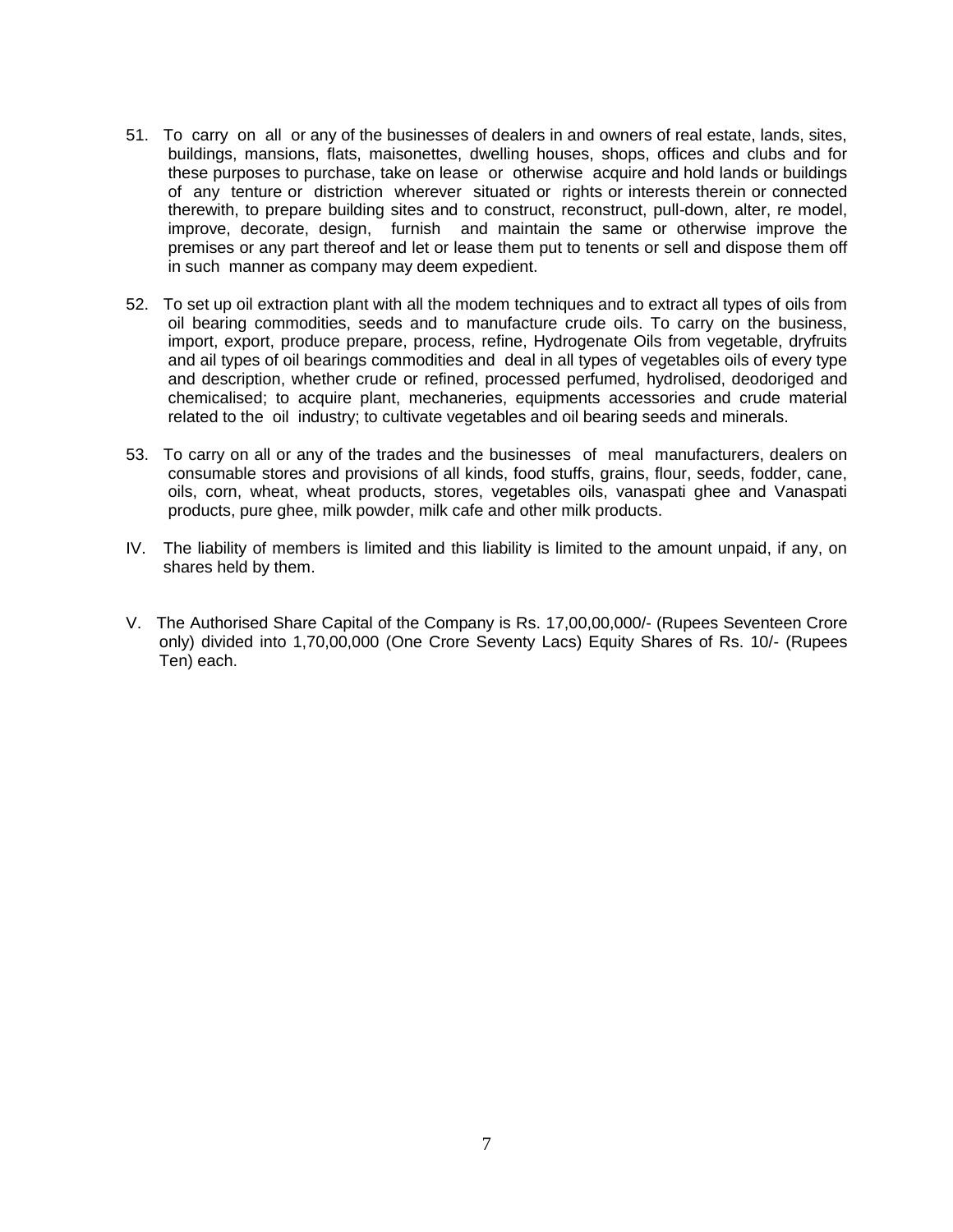51. To carry on all or any of the businesses of dealers in and owners of real estate, lands, sites, buildings, mansions, flats, maisonettes, dwelling houses, shops, offices and clubs and for these purposes to purchase, take on lease or otherwise acquire and hold lands or buildings of any tenture or distriction wherever situated or rights or interests therein or connected therewith, to prepare building sites and to construct, reconstruct, pull-down, alter, re model, improve, decorate, design, furnish and maintain the same or otherwise improve the premises or any part thereof and let or lease them put to tenents or sell and dispose them off in such manner as company may deem expedient.

52. To set up oil extraction plant with all the modem techniques and to extract all types of oils from oil bearing commodities, seeds and to manufacture crude oils. To carry on the business, import, export, produce prepare, process, refine, Hydrogenate Oils from vegetable, dryfruits and ail types of oil bearings commodities and deal in all types of vegetables oils of every type and description, whether crude or refined, processed perfumed, hydrolised, deodoriged and chemicalised; to acquire plant, mechaneries, equipments accessories and crude material related to the oil industry; to cultivate vegetables and oil bearing seeds and minerals.

53. To carry on all or any of the trades and the businesses of meal manufacturers, dealers on consumable stores and provisions of all kinds, food stuffs, grains, flour, seeds, fodder, cane, oils, corn, wheat, wheat products, stores, vegetables oils, vanaspati ghee and Vanaspati products, pure ghee, milk powder, milk cafe and other milk products.

IV. The liability of members is limited and this liability is limited to the amount unpaid, if any, on shares held by them.

V. The Authorised Share Capital of the Company is Rs. 17,00,00,000/- (Rupees Seventeen Crore only) divided into 1,70,00,000 (One Crore Seventy Lacs) Equity Shares of Rs. 10/- (Rupees Ten) each.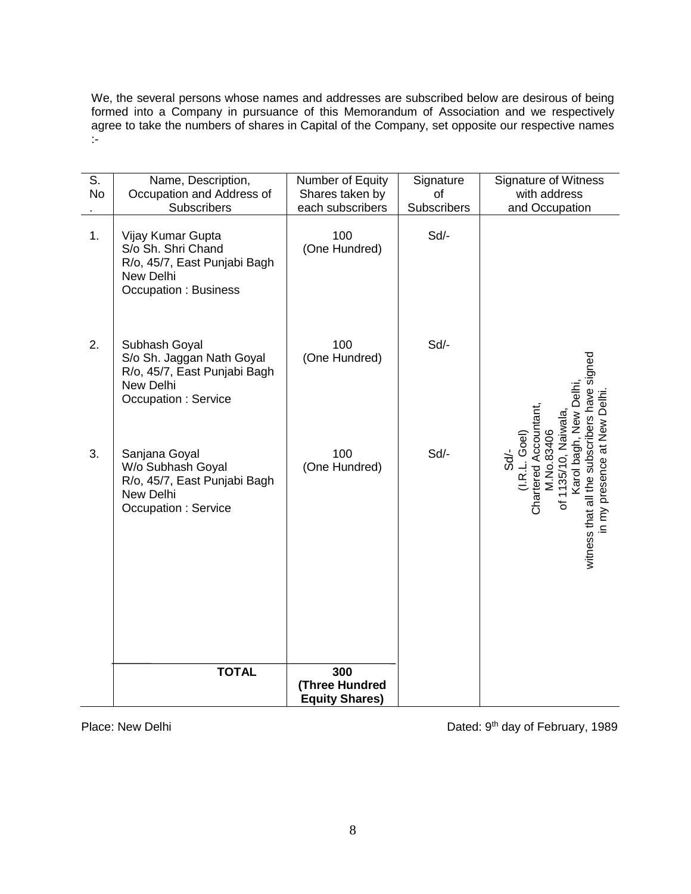We, the several persons whose names and addresses are subscribed below are desirous of being formed into a Company in pursuance of this Memorandum of Association and we respectively agree to take the numbers of shares in Capital of the Company, set opposite our respective names :-

| S. No. | Name, Description, Occupation and Address of Subscribers | Number of Equity Shares taken by each subscribers | Signature of Subscribers | Signature of Witness with address and Occupation |
|---|---|---|---|---|
| 1. | Vijay Kumar Gupta<br>S/o Sh. Shri Chand<br>R/o, 45/7, East Punjabi Bagh<br>New Delhi<br>Occupation : Business | 100<br>(One Hundred) | Sd/- | Sd/-<br>(I.R.L. Goel)<br>Chartered Accountant,<br>M.No.83406<br>of 1135/10, Naiwala,<br>Karol bagh, New Delhi,<br>witness that all the subscribers have signed in my presence at New Delhi. |
| 2. | Subhash Goyal<br>S/o Sh. Jaggan Nath Goyal<br>R/o, 45/7, East Punjabi Bagh<br>New Delhi<br>Occupation : Service | 100<br>(One Hundred) | Sd/- | |
| 3. | Sanjana Goyal<br>W/o Subhash Goyal<br>R/o, 45/7, East Punjabi Bagh<br>New Delhi<br>Occupation : Service | 100<br>(One Hundred) | Sd/- | |
| | **TOTAL** | **300<br>(Three Hundred Equity Shares)** | | |

Place: New Delhi

Dated: 9th day of February, 1989